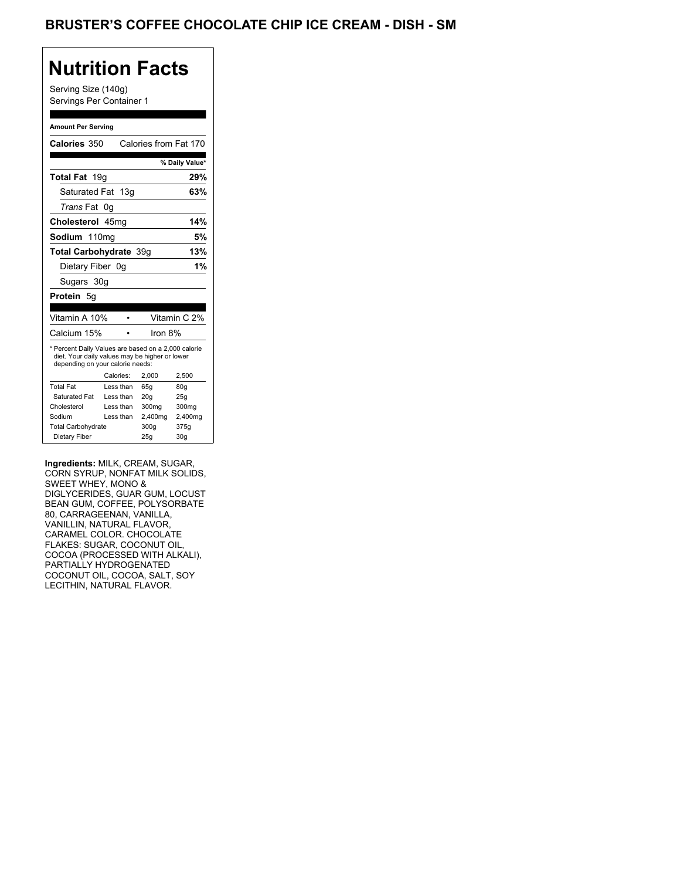# BRUSTER'S COFFEE CHOCOLATE CHIP ICE CREAM - DISH - SM

## Nutrition Facts

Serving Size (140g)
Servings Per Container 1

**Amount Per Serving**

**Calories** 350 Calories from Fat 170

| | % Daily Value* |
|---|---|
| **Total Fat** 19g | **29%** |
| Saturated Fat 13g | **63%** |
| *Trans* Fat 0g | |
| **Cholesterol** 45mg | **14%** |
| **Sodium** 110mg | **5%** |
| **Total Carbohydrate** 39g | **13%** |
| Dietary Fiber 0g | **1%** |
| Sugars 30g | |
| **Protein** 5g | |

| | |
|---|---|
| Vitamin A 10% | Vitamin C 2% |
| Calcium 15% | Iron 8% |

* Percent Daily Values are based on a 2,000 calorie diet. Your daily values may be higher or lower depending on your calorie needs:

| | Calories: | 2,000 | 2,500 |
|---|---|---|---|
| Total Fat | Less than | 65g | 80g |
| Saturated Fat | Less than | 20g | 25g |
| Cholesterol | Less than | 300mg | 300mg |
| Sodium | Less than | 2,400mg | 2,400mg |
| Total Carbohydrate | | 300g | 375g |
| Dietary Fiber | | 25g | 30g |

**Ingredients:** MILK, CREAM, SUGAR, CORN SYRUP, NONFAT MILK SOLIDS, SWEET WHEY, MONO & DIGLYCERIDES, GUAR GUM, LOCUST BEAN GUM, COFFEE, POLYSORBATE 80, CARRAGEENAN, VANILLA, VANILLIN, NATURAL FLAVOR, CARAMEL COLOR. CHOCOLATE FLAKES: SUGAR, COCONUT OIL, COCOA (PROCESSED WITH ALKALI), PARTIALLY HYDROGENATED COCONUT OIL, COCOA, SALT, SOY LECITHIN, NATURAL FLAVOR.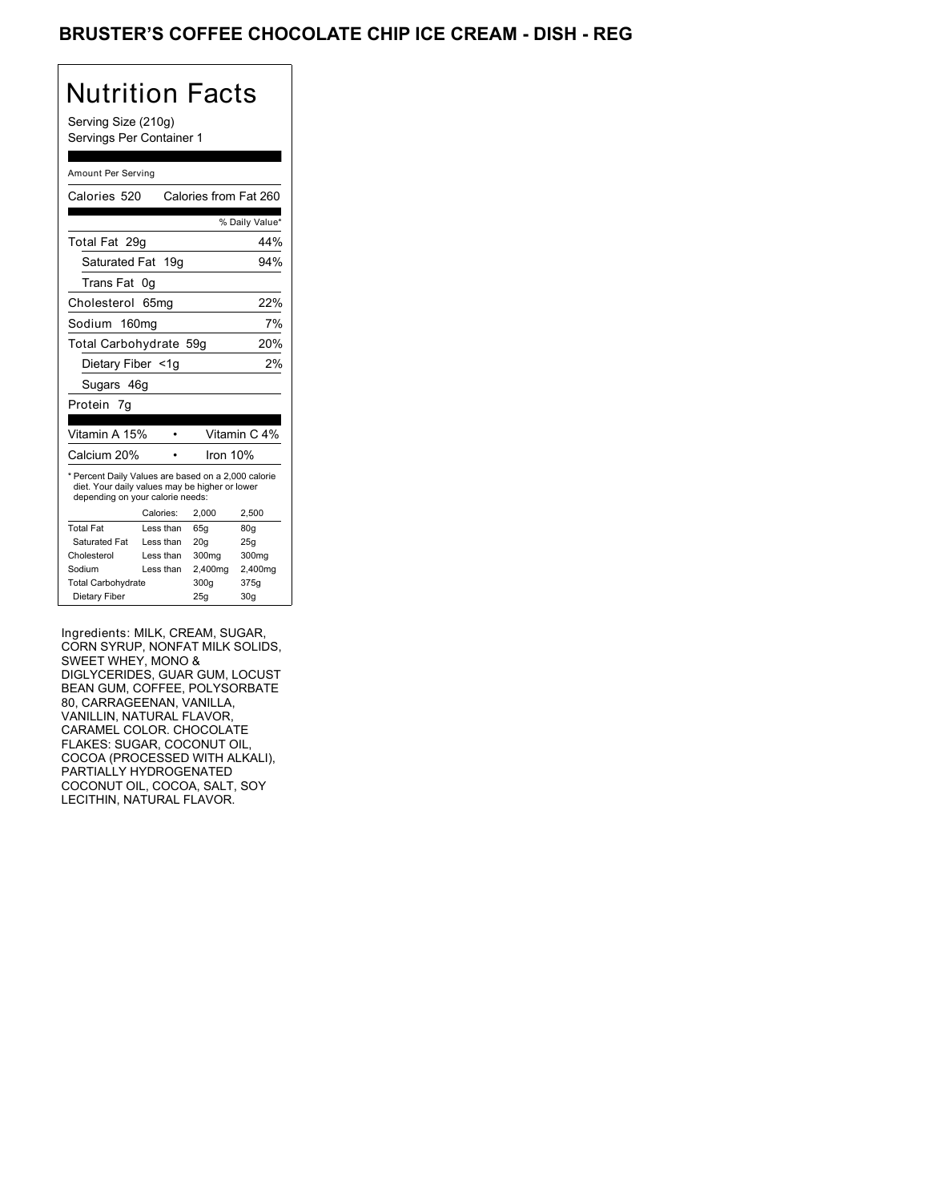# BRUSTER'S COFFEE CHOCOLATE CHIP ICE CREAM - DISH - REG

## Nutrition Facts

Serving Size (210g)
Servings Per Container 1

Amount Per Serving

Calories 520 Calories from Fat 260

| | % Daily Value* |
|---|---|
| Total Fat 29g | 44% |
| Saturated Fat 19g | 94% |
| Trans Fat 0g | |
| Cholesterol 65mg | 22% |
| Sodium 160mg | 7% |
| Total Carbohydrate 59g | 20% |
| Dietary Fiber <1g | 2% |
| Sugars 46g | |
| Protein 7g | |

| | |
|---|---|
| Vitamin A 15% | Vitamin C 4% |
| Calcium 20% | Iron 10% |

* Percent Daily Values are based on a 2,000 calorie diet. Your daily values may be higher or lower depending on your calorie needs:

| | Calories: | 2,000 | 2,500 |
|---|---|---|---|
| Total Fat | Less than | 65g | 80g |
| Saturated Fat | Less than | 20g | 25g |
| Cholesterol | Less than | 300mg | 300mg |
| Sodium | Less than | 2,400mg | 2,400mg |
| Total Carbohydrate | | 300g | 375g |
| Dietary Fiber | | 25g | 30g |

Ingredients: MILK, CREAM, SUGAR, CORN SYRUP, NONFAT MILK SOLIDS, SWEET WHEY, MONO & DIGLYCERIDES, GUAR GUM, LOCUST BEAN GUM, COFFEE, POLYSORBATE 80, CARRAGEENAN, VANILLA, VANILLIN, NATURAL FLAVOR, CARAMEL COLOR. CHOCOLATE FLAKES: SUGAR, COCONUT OIL, COCOA (PROCESSED WITH ALKALI), PARTIALLY HYDROGENATED COCONUT OIL, COCOA, SALT, SOY LECITHIN, NATURAL FLAVOR.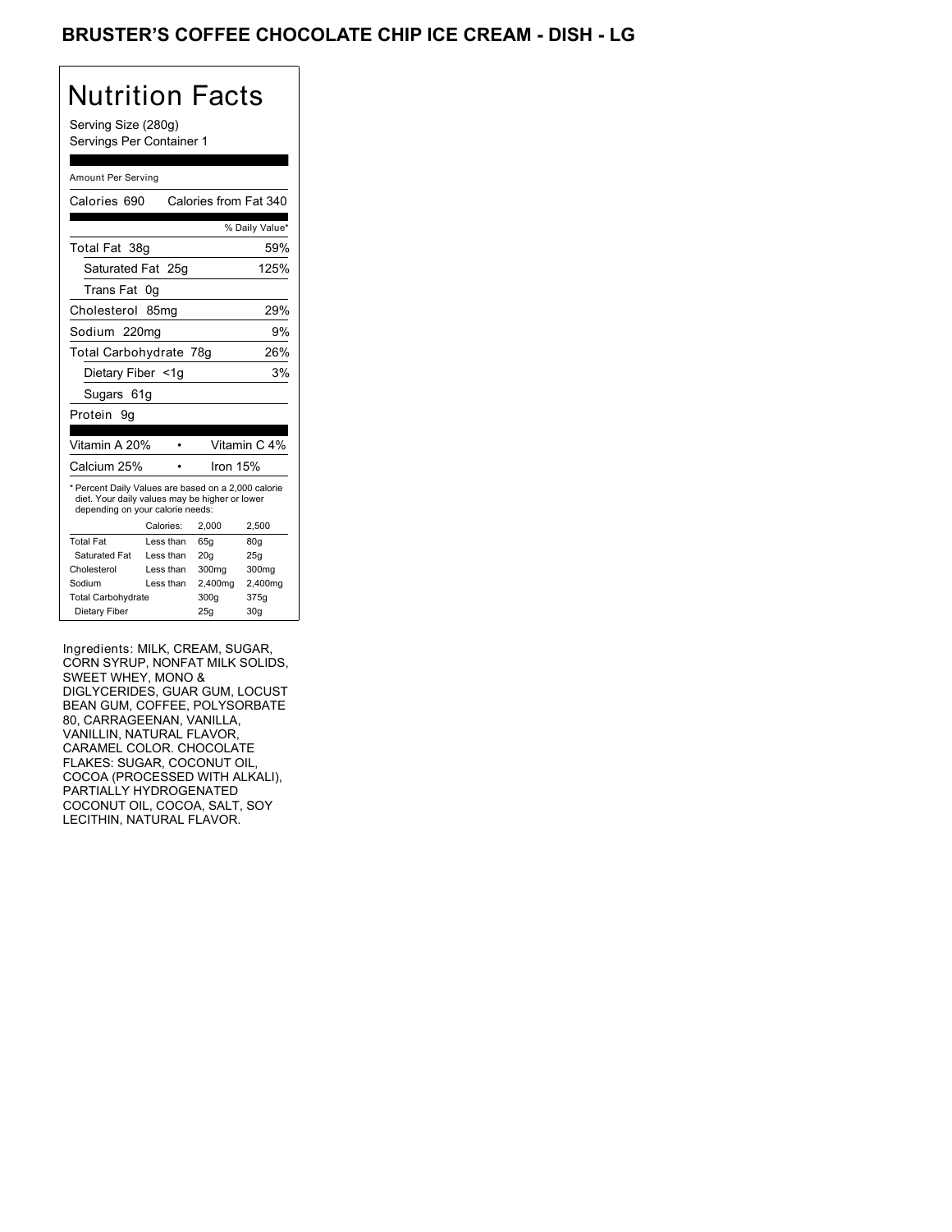# BRUSTER'S COFFEE CHOCOLATE CHIP ICE CREAM - DISH - LG

## Nutrition Facts

Serving Size (280g)
Servings Per Container 1

Amount Per Serving

Calories 690 Calories from Fat 340

| | % Daily Value* |
|---|---|
| Total Fat 38g | 59% |
| Saturated Fat 25g | 125% |
| Trans Fat 0g | |
| Cholesterol 85mg | 29% |
| Sodium 220mg | 9% |
| Total Carbohydrate 78g | 26% |
| Dietary Fiber <1g | 3% |
| Sugars 61g | |
| Protein 9g | |

| | |
|---|---|
| Vitamin A 20% | Vitamin C 4% |
| Calcium 25% | Iron 15% |

* Percent Daily Values are based on a 2,000 calorie diet. Your daily values may be higher or lower depending on your calorie needs:

| | Calories: | 2,000 | 2,500 |
|---|---|---|---|
| Total Fat | Less than | 65g | 80g |
| Saturated Fat | Less than | 20g | 25g |
| Cholesterol | Less than | 300mg | 300mg |
| Sodium | Less than | 2,400mg | 2,400mg |
| Total Carbohydrate | | 300g | 375g |
| Dietary Fiber | | 25g | 30g |

Ingredients: MILK, CREAM, SUGAR, CORN SYRUP, NONFAT MILK SOLIDS, SWEET WHEY, MONO & DIGLYCERIDES, GUAR GUM, LOCUST BEAN GUM, COFFEE, POLYSORBATE 80, CARRAGEENAN, VANILLA, VANILLIN, NATURAL FLAVOR, CARAMEL COLOR. CHOCOLATE FLAKES: SUGAR, COCONUT OIL, COCOA (PROCESSED WITH ALKALI), PARTIALLY HYDROGENATED COCONUT OIL, COCOA, SALT, SOY LECITHIN, NATURAL FLAVOR.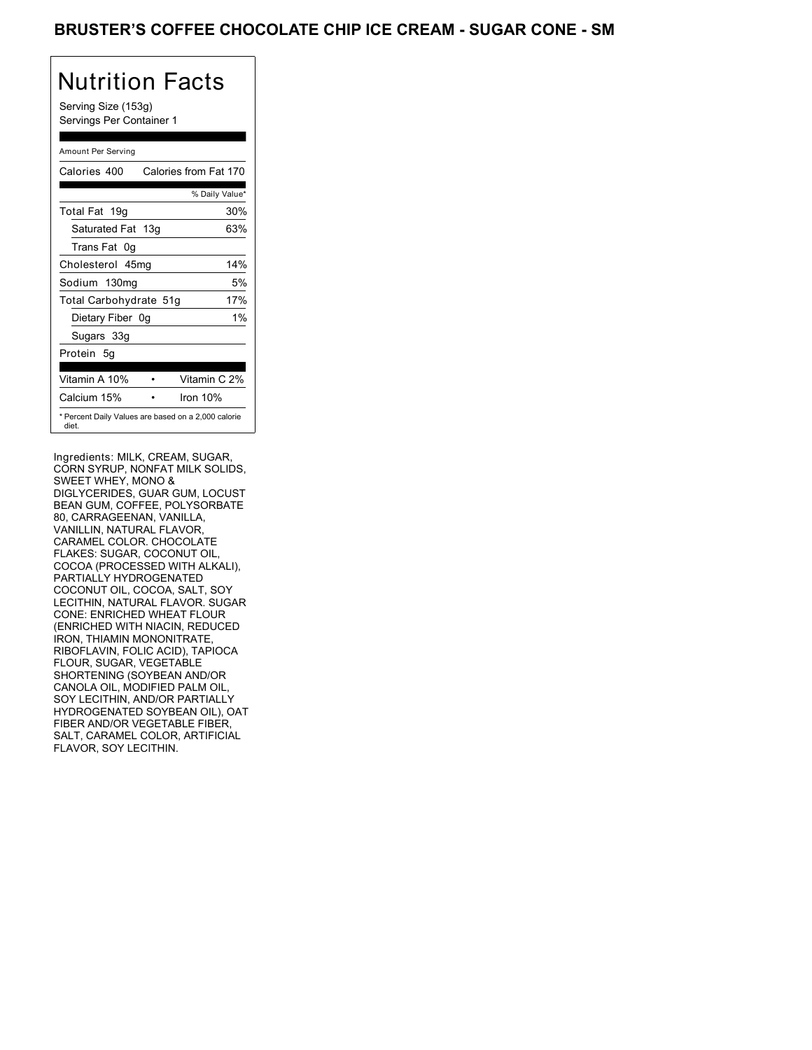# BRUSTER'S COFFEE CHOCOLATE CHIP ICE CREAM - SUGAR CONE - SM

## Nutrition Facts

Serving Size (153g)
Servings Per Container 1

Amount Per Serving

Calories 400 Calories from Fat 170

| | % Daily Value* |
|---|---|
| Total Fat 19g | 30% |
| Saturated Fat 13g | 63% |
| Trans Fat 0g | |
| Cholesterol 45mg | 14% |
| Sodium 130mg | 5% |
| Total Carbohydrate 51g | 17% |
| Dietary Fiber 0g | 1% |
| Sugars 33g | |
| Protein 5g | |

| | |
|---|---|
| Vitamin A 10% | Vitamin C 2% |
| Calcium 15% | Iron 10% |

* Percent Daily Values are based on a 2,000 calorie diet.

Ingredients: MILK, CREAM, SUGAR, CORN SYRUP, NONFAT MILK SOLIDS, SWEET WHEY, MONO & DIGLYCERIDES, GUAR GUM, LOCUST BEAN GUM, COFFEE, POLYSORBATE 80, CARRAGEENAN, VANILLA, VANILLIN, NATURAL FLAVOR, CARAMEL COLOR. CHOCOLATE FLAKES: SUGAR, COCONUT OIL, COCOA (PROCESSED WITH ALKALI), PARTIALLY HYDROGENATED COCONUT OIL, COCOA, SALT, SOY LECITHIN, NATURAL FLAVOR. SUGAR CONE: ENRICHED WHEAT FLOUR (ENRICHED WITH NIACIN, REDUCED IRON, THIAMIN MONONITRATE, RIBOFLAVIN, FOLIC ACID), TAPIOCA FLOUR, SUGAR, VEGETABLE SHORTENING (SOYBEAN AND/OR CANOLA OIL, MODIFIED PALM OIL, SOY LECITHIN, AND/OR PARTIALLY HYDROGENATED SOYBEAN OIL), OAT FIBER AND/OR VEGETABLE FIBER, SALT, CARAMEL COLOR, ARTIFICIAL FLAVOR, SOY LECITHIN.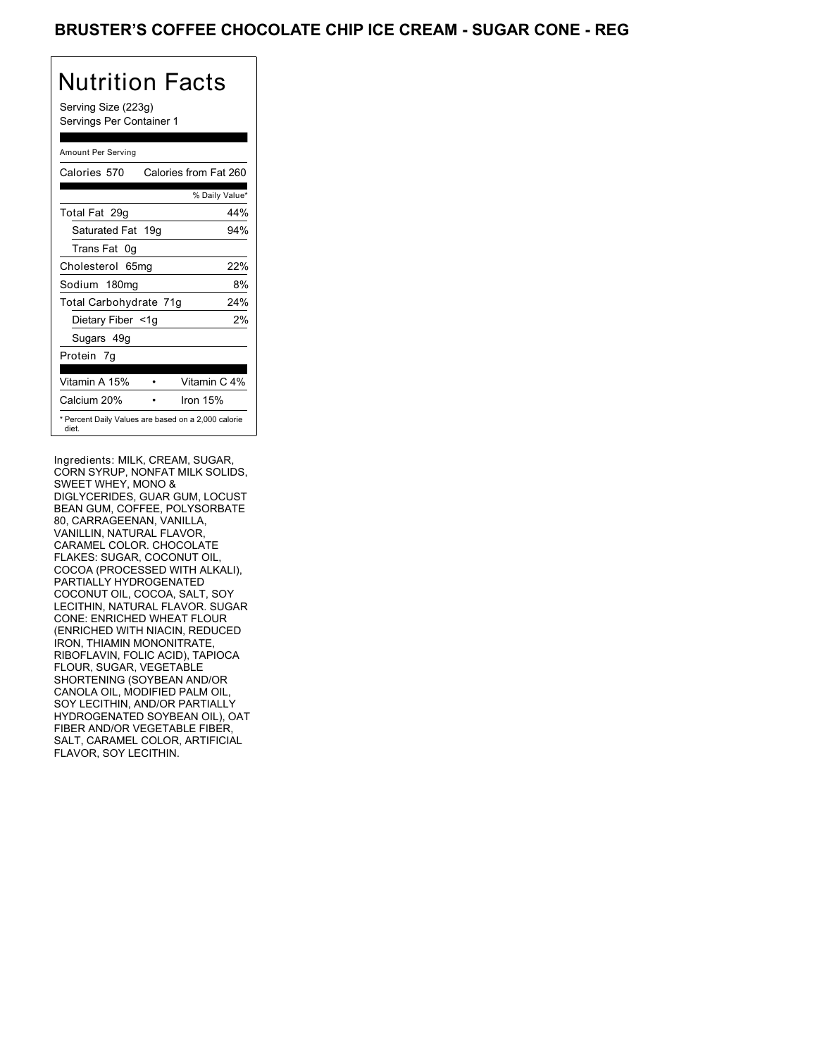# BRUSTER'S COFFEE CHOCOLATE CHIP ICE CREAM - SUGAR CONE - REG

## Nutrition Facts

Serving Size (223g)
Servings Per Container 1

Amount Per Serving

| Calories 570 | Calories from Fat 260 |
|---|---|
| | % Daily Value* |
| Total Fat 29g | 44% |
| Saturated Fat 19g | 94% |
| Trans Fat 0g | |
| Cholesterol 65mg | 22% |
| Sodium 180mg | 8% |
| Total Carbohydrate 71g | 24% |
| Dietary Fiber <1g | 2% |
| Sugars 49g | |
| Protein 7g | |

| Vitamin A 15% | • | Vitamin C 4% |
|---|---|---|
| Calcium 20% | • | Iron 15% |

* Percent Daily Values are based on a 2,000 calorie diet.

Ingredients: MILK, CREAM, SUGAR, CORN SYRUP, NONFAT MILK SOLIDS, SWEET WHEY, MONO & DIGLYCERIDES, GUAR GUM, LOCUST BEAN GUM, COFFEE, POLYSORBATE 80, CARRAGEENAN, VANILLA, VANILLIN, NATURAL FLAVOR, CARAMEL COLOR. CHOCOLATE FLAKES: SUGAR, COCONUT OIL, COCOA (PROCESSED WITH ALKALI), PARTIALLY HYDROGENATED COCONUT OIL, COCOA, SALT, SOY LECITHIN, NATURAL FLAVOR. SUGAR CONE: ENRICHED WHEAT FLOUR (ENRICHED WITH NIACIN, REDUCED IRON, THIAMIN MONONITRATE, RIBOFLAVIN, FOLIC ACID), TAPIOCA FLOUR, SUGAR, VEGETABLE SHORTENING (SOYBEAN AND/OR CANOLA OIL, MODIFIED PALM OIL, SOY LECITHIN, AND/OR PARTIALLY HYDROGENATED SOYBEAN OIL), OAT FIBER AND/OR VEGETABLE FIBER, SALT, CARAMEL COLOR, ARTIFICIAL FLAVOR, SOY LECITHIN.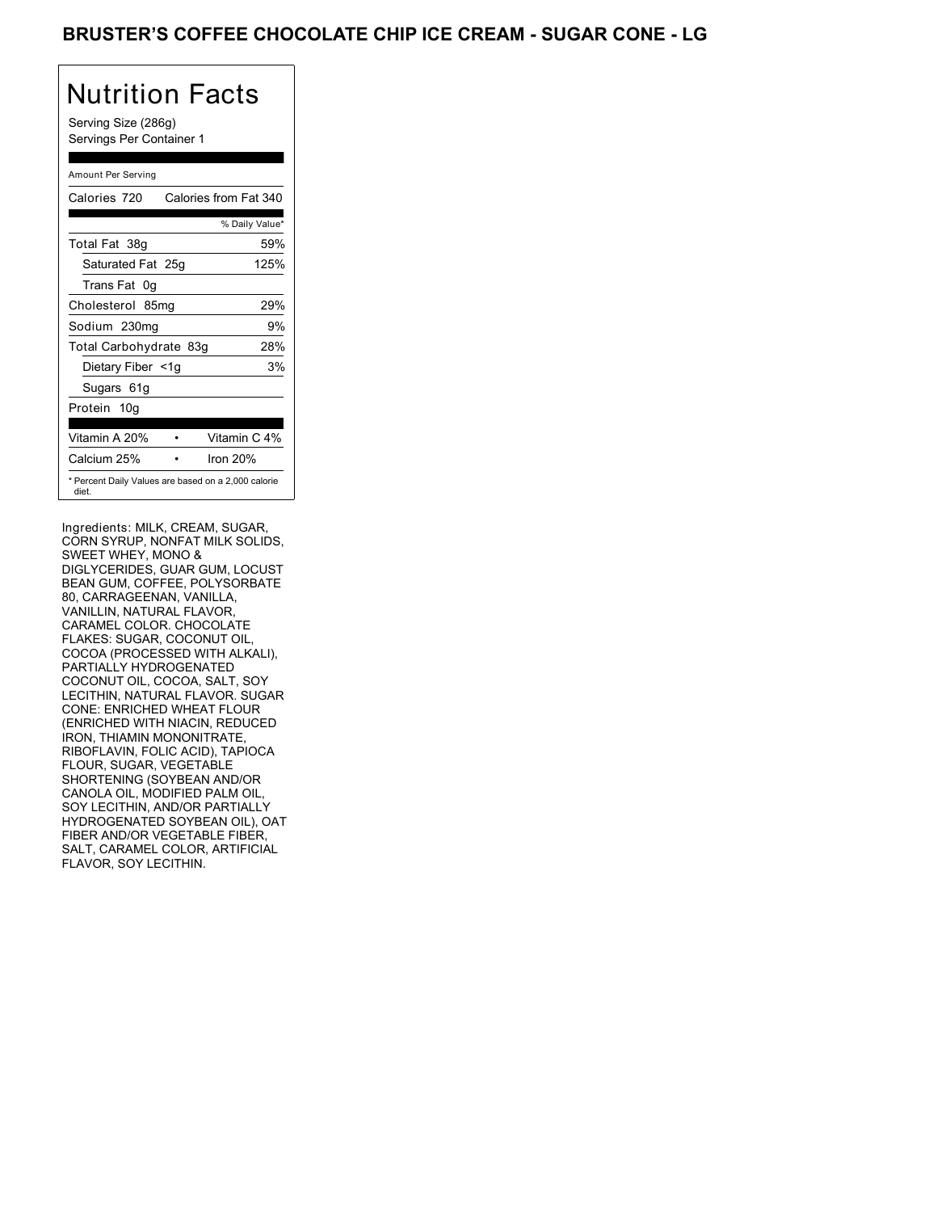# BRUSTER'S COFFEE CHOCOLATE CHIP ICE CREAM - SUGAR CONE - LG

## Nutrition Facts

Serving Size (286g)
Servings Per Container 1

Amount Per Serving

| Calories 720 | Calories from Fat 340 |
|---|---|
| | % Daily Value* |
| Total Fat 38g | 59% |
| Saturated Fat 25g | 125% |
| Trans Fat 0g | |
| Cholesterol 85mg | 29% |
| Sodium 230mg | 9% |
| Total Carbohydrate 83g | 28% |
| Dietary Fiber <1g | 3% |
| Sugars 61g | |
| Protein 10g | |

| Vitamin A 20% | • | Vitamin C 4% |
|---|---|---|
| Calcium 25% | • | Iron 20% |

* Percent Daily Values are based on a 2,000 calorie diet.

Ingredients: MILK, CREAM, SUGAR, CORN SYRUP, NONFAT MILK SOLIDS, SWEET WHEY, MONO & DIGLYCERIDES, GUAR GUM, LOCUST BEAN GUM, COFFEE, POLYSORBATE 80, CARRAGEENAN, VANILLA, VANILLIN, NATURAL FLAVOR, CARAMEL COLOR. CHOCOLATE FLAKES: SUGAR, COCONUT OIL, COCOA (PROCESSED WITH ALKALI), PARTIALLY HYDROGENATED COCONUT OIL, COCOA, SALT, SOY LECITHIN, NATURAL FLAVOR. SUGAR CONE: ENRICHED WHEAT FLOUR (ENRICHED WITH NIACIN, REDUCED IRON, THIAMIN MONONITRATE, RIBOFLAVIN, FOLIC ACID), TAPIOCA FLOUR, SUGAR, VEGETABLE SHORTENING (SOYBEAN AND/OR CANOLA OIL, MODIFIED PALM OIL, SOY LECITHIN, AND/OR PARTIALLY HYDROGENATED SOYBEAN OIL), OAT FIBER AND/OR VEGETABLE FIBER, SALT, CARAMEL COLOR, ARTIFICIAL FLAVOR, SOY LECITHIN.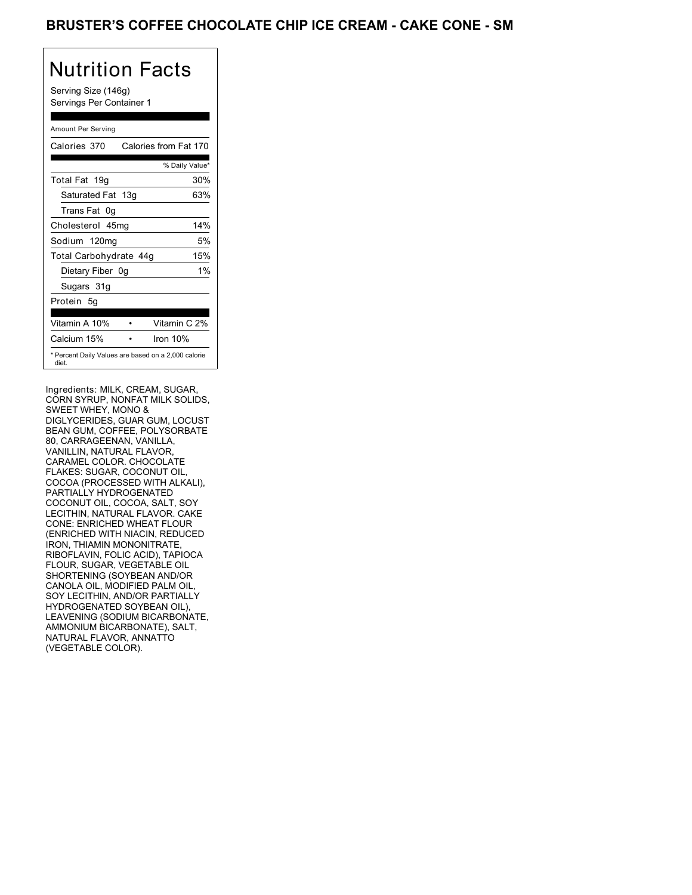# BRUSTER'S COFFEE CHOCOLATE CHIP ICE CREAM - CAKE CONE - SM

## Nutrition Facts

Serving Size (146g)
Servings Per Container 1

Amount Per Serving

| | |
|---|---|
| Calories 370 | Calories from Fat 170 |
| | % Daily Value* |
| Total Fat 19g | 30% |
| Saturated Fat 13g | 63% |
| Trans Fat 0g | |
| Cholesterol 45mg | 14% |
| Sodium 120mg | 5% |
| Total Carbohydrate 44g | 15% |
| Dietary Fiber 0g | 1% |
| Sugars 31g | |
| Protein 5g | |
| Vitamin A 10% | Vitamin C 2% |
| Calcium 15% | Iron 10% |

* Percent Daily Values are based on a 2,000 calorie diet.

Ingredients: MILK, CREAM, SUGAR, CORN SYRUP, NONFAT MILK SOLIDS, SWEET WHEY, MONO & DIGLYCERIDES, GUAR GUM, LOCUST BEAN GUM, COFFEE, POLYSORBATE 80, CARRAGEENAN, VANILLA, VANILLIN, NATURAL FLAVOR, CARAMEL COLOR. CHOCOLATE FLAKES: SUGAR, COCONUT OIL, COCOA (PROCESSED WITH ALKALI), PARTIALLY HYDROGENATED COCONUT OIL, COCOA, SALT, SOY LECITHIN, NATURAL FLAVOR. CAKE CONE: ENRICHED WHEAT FLOUR (ENRICHED WITH NIACIN, REDUCED IRON, THIAMIN MONONITRATE, RIBOFLAVIN, FOLIC ACID), TAPIOCA FLOUR, SUGAR, VEGETABLE OIL SHORTENING (SOYBEAN AND/OR CANOLA OIL, MODIFIED PALM OIL, SOY LECITHIN, AND/OR PARTIALLY HYDROGENATED SOYBEAN OIL), LEAVENING (SODIUM BICARBONATE, AMMONIUM BICARBONATE), SALT, NATURAL FLAVOR, ANNATTO (VEGETABLE COLOR).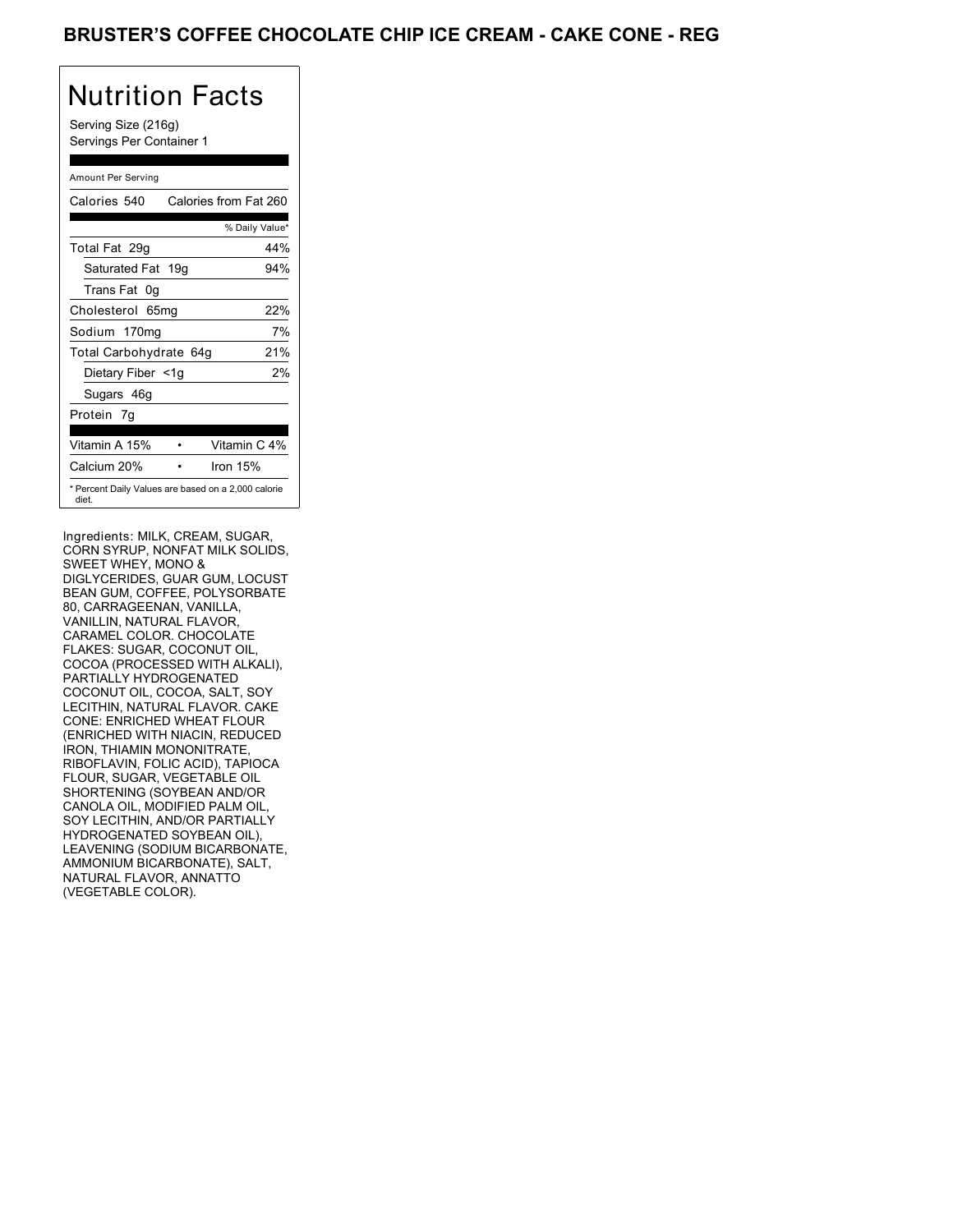# BRUSTER'S COFFEE CHOCOLATE CHIP ICE CREAM - CAKE CONE - REG

## Nutrition Facts

Serving Size (216g)
Servings Per Container 1

Amount Per Serving

| Calories 540 | Calories from Fat 260 |
|---|---|
| | % Daily Value* |
| Total Fat 29g | 44% |
| Saturated Fat 19g | 94% |
| Trans Fat 0g | |
| Cholesterol 65mg | 22% |
| Sodium 170mg | 7% |
| Total Carbohydrate 64g | 21% |
| Dietary Fiber <1g | 2% |
| Sugars 46g | |
| Protein 7g | |

| Vitamin A 15% | • | Vitamin C 4% |
|---|---|---|
| Calcium 20% | • | Iron 15% |

* Percent Daily Values are based on a 2,000 calorie diet.

Ingredients: MILK, CREAM, SUGAR, CORN SYRUP, NONFAT MILK SOLIDS, SWEET WHEY, MONO & DIGLYCERIDES, GUAR GUM, LOCUST BEAN GUM, COFFEE, POLYSORBATE 80, CARRAGEENAN, VANILLA, VANILLIN, NATURAL FLAVOR, CARAMEL COLOR. CHOCOLATE FLAKES: SUGAR, COCONUT OIL, COCOA (PROCESSED WITH ALKALI), PARTIALLY HYDROGENATED COCONUT OIL, COCOA, SALT, SOY LECITHIN, NATURAL FLAVOR. CAKE CONE: ENRICHED WHEAT FLOUR (ENRICHED WITH NIACIN, REDUCED IRON, THIAMIN MONONITRATE, RIBOFLAVIN, FOLIC ACID), TAPIOCA FLOUR, SUGAR, VEGETABLE OIL SHORTENING (SOYBEAN AND/OR CANOLA OIL, MODIFIED PALM OIL, SOY LECITHIN, AND/OR PARTIALLY HYDROGENATED SOYBEAN OIL), LEAVENING (SODIUM BICARBONATE, AMMONIUM BICARBONATE), SALT, NATURAL FLAVOR, ANNATTO (VEGETABLE COLOR).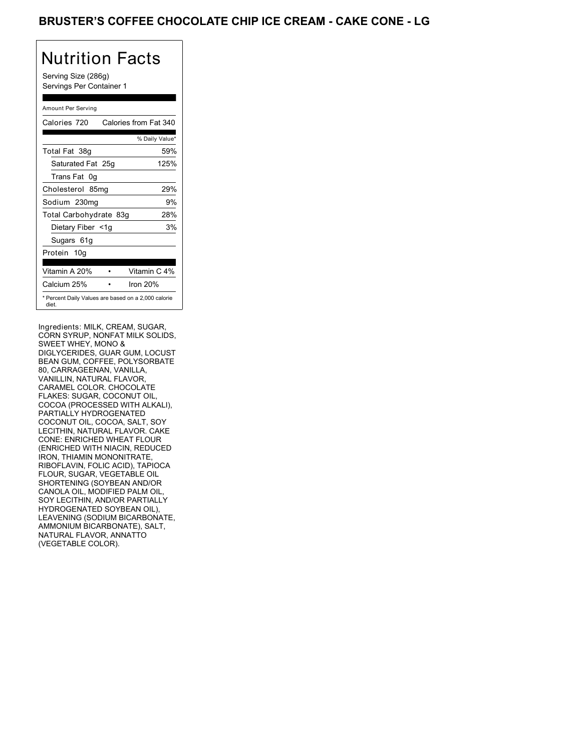## BRUSTER'S COFFEE CHOCOLATE CHIP ICE CREAM - CAKE CONE - LG

# Nutrition Facts

Serving Size (286g)
Servings Per Container 1

Amount Per Serving

| Calories 720 | Calories from Fat 340 |
|---|---|
| | % Daily Value* |
| Total Fat 38g | 59% |
| Saturated Fat 25g | 125% |
| Trans Fat 0g | |
| Cholesterol 85mg | 29% |
| Sodium 230mg | 9% |
| Total Carbohydrate 83g | 28% |
| Dietary Fiber <1g | 3% |
| Sugars 61g | |
| Protein 10g | |

| Vitamin A 20% | • | Vitamin C 4% |
|---|---|---|
| Calcium 25% | • | Iron 20% |

* Percent Daily Values are based on a 2,000 calorie diet.

Ingredients: MILK, CREAM, SUGAR, CORN SYRUP, NONFAT MILK SOLIDS, SWEET WHEY, MONO & DIGLYCERIDES, GUAR GUM, LOCUST BEAN GUM, COFFEE, POLYSORBATE 80, CARRAGEENAN, VANILLA, VANILLIN, NATURAL FLAVOR, CARAMEL COLOR. CHOCOLATE FLAKES: SUGAR, COCONUT OIL, COCOA (PROCESSED WITH ALKALI), PARTIALLY HYDROGENATED COCONUT OIL, COCOA, SALT, SOY LECITHIN, NATURAL FLAVOR. CAKE CONE: ENRICHED WHEAT FLOUR (ENRICHED WITH NIACIN, REDUCED IRON, THIAMIN MONONITRATE, RIBOFLAVIN, FOLIC ACID), TAPIOCA FLOUR, SUGAR, VEGETABLE OIL SHORTENING (SOYBEAN AND/OR CANOLA OIL, MODIFIED PALM OIL, SOY LECITHIN, AND/OR PARTIALLY HYDROGENATED SOYBEAN OIL), LEAVENING (SODIUM BICARBONATE, AMMONIUM BICARBONATE), SALT, NATURAL FLAVOR, ANNATTO (VEGETABLE COLOR).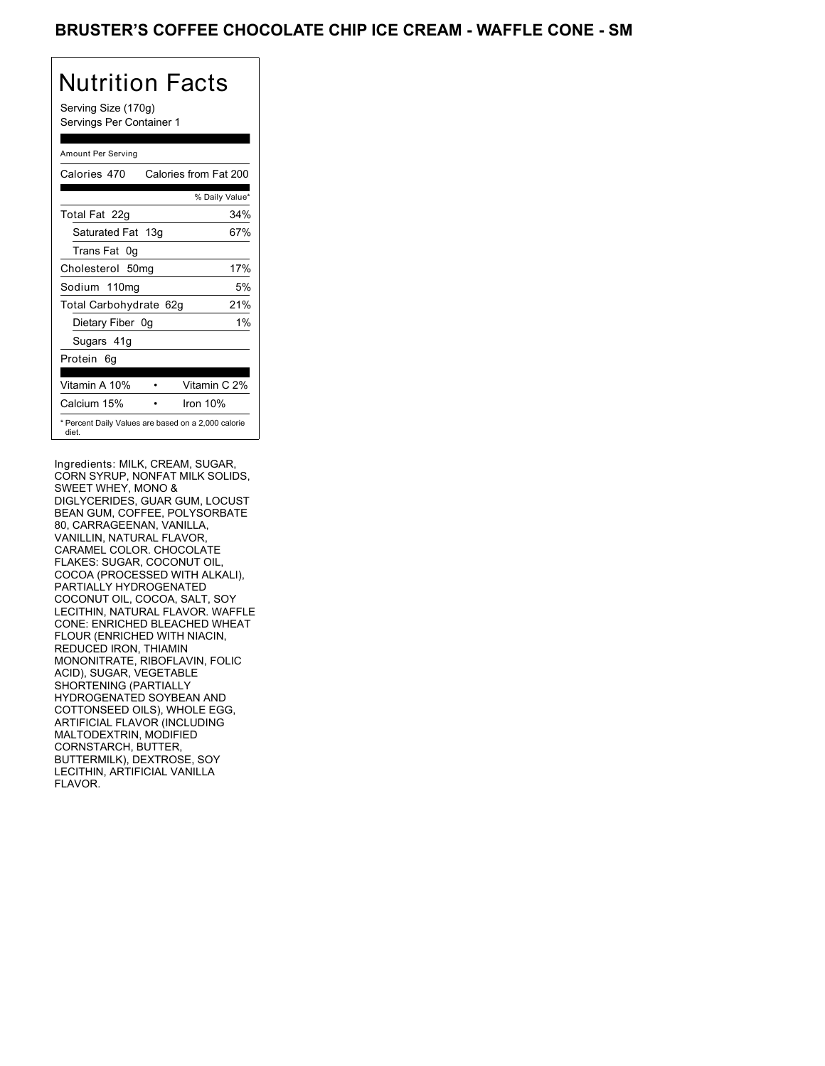# BRUSTER'S COFFEE CHOCOLATE CHIP ICE CREAM - WAFFLE CONE - SM

## Nutrition Facts

Serving Size (170g)
Servings Per Container 1

Amount Per Serving

| | |
|---|---|
| Calories 470 | Calories from Fat 200 |
| | % Daily Value* |
| Total Fat 22g | 34% |
| Saturated Fat 13g | 67% |
| Trans Fat 0g | |
| Cholesterol 50mg | 17% |
| Sodium 110mg | 5% |
| Total Carbohydrate 62g | 21% |
| Dietary Fiber 0g | 1% |
| Sugars 41g | |
| Protein 6g | |
| Vitamin A 10% | Vitamin C 2% |
| Calcium 15% | Iron 10% |

* Percent Daily Values are based on a 2,000 calorie diet.

Ingredients: MILK, CREAM, SUGAR, CORN SYRUP, NONFAT MILK SOLIDS, SWEET WHEY, MONO & DIGLYCERIDES, GUAR GUM, LOCUST BEAN GUM, COFFEE, POLYSORBATE 80, CARRAGEENAN, VANILLA, VANILLIN, NATURAL FLAVOR, CARAMEL COLOR. CHOCOLATE FLAKES: SUGAR, COCONUT OIL, COCOA (PROCESSED WITH ALKALI), PARTIALLY HYDROGENATED COCONUT OIL, COCOA, SALT, SOY LECITHIN, NATURAL FLAVOR. WAFFLE CONE: ENRICHED BLEACHED WHEAT FLOUR (ENRICHED WITH NIACIN, REDUCED IRON, THIAMIN MONONITRATE, RIBOFLAVIN, FOLIC ACID), SUGAR, VEGETABLE SHORTENING (PARTIALLY HYDROGENATED SOYBEAN AND COTTONSEED OILS), WHOLE EGG, ARTIFICIAL FLAVOR (INCLUDING MALTODEXTRIN, MODIFIED CORNSTARCH, BUTTER, BUTTERMILK), DEXTROSE, SOY LECITHIN, ARTIFICIAL VANILLA FLAVOR.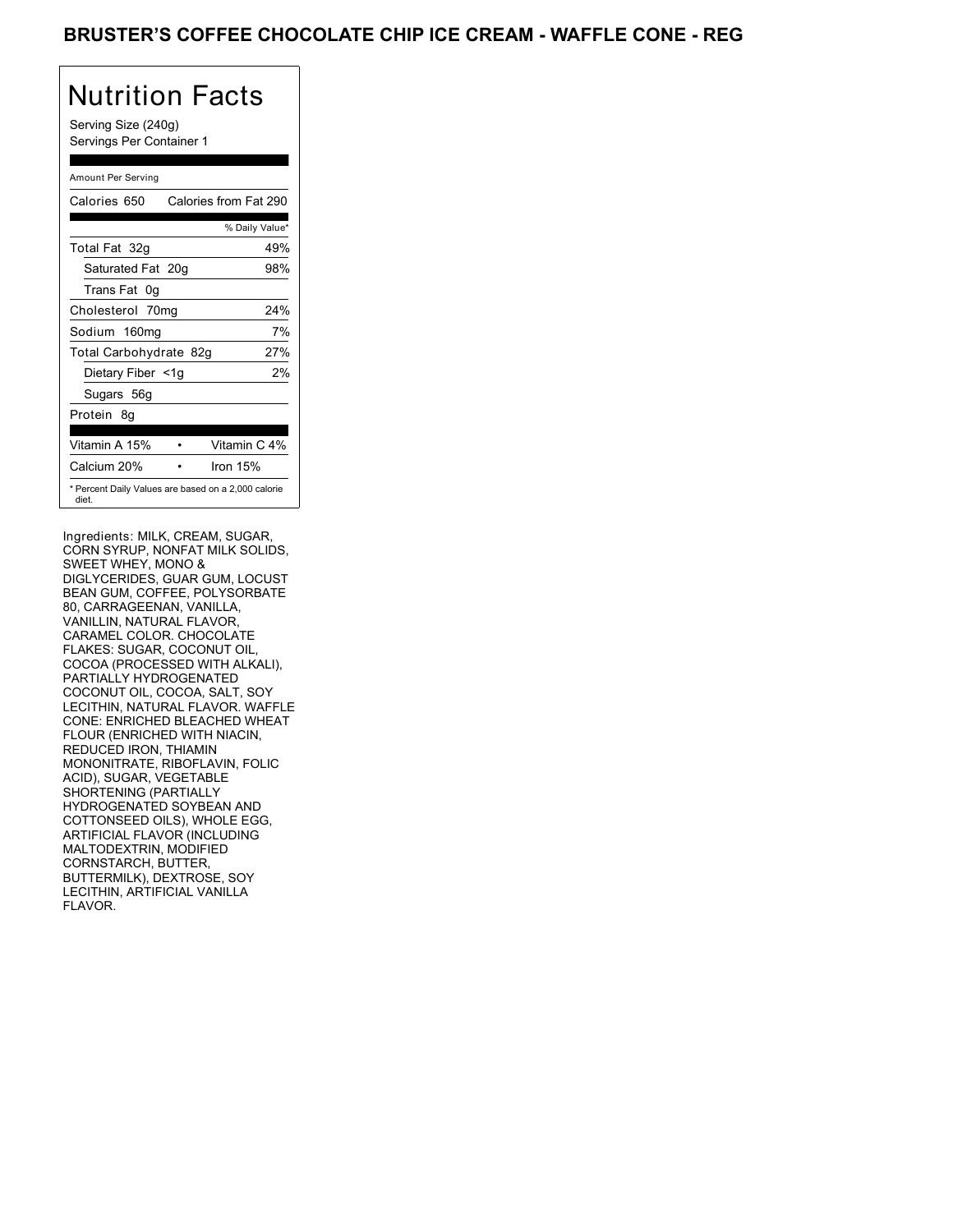# BRUSTER'S COFFEE CHOCOLATE CHIP ICE CREAM - WAFFLE CONE - REG

## Nutrition Facts

Serving Size (240g)
Servings Per Container 1

| Amount Per Serving | |
|---|---|
| Calories 650 | Calories from Fat 290 |
| | % Daily Value* |
| Total Fat 32g | 49% |
| Saturated Fat 20g | 98% |
| Trans Fat 0g | |
| Cholesterol 70mg | 24% |
| Sodium 160mg | 7% |
| Total Carbohydrate 82g | 27% |
| Dietary Fiber <1g | 2% |
| Sugars 56g | |
| Protein 8g | |
| Vitamin A 15% | Vitamin C 4% |
| Calcium 20% | Iron 15% |

* Percent Daily Values are based on a 2,000 calorie diet.

Ingredients: MILK, CREAM, SUGAR, CORN SYRUP, NONFAT MILK SOLIDS, SWEET WHEY, MONO & DIGLYCERIDES, GUAR GUM, LOCUST BEAN GUM, COFFEE, POLYSORBATE 80, CARRAGEENAN, VANILLA, VANILLIN, NATURAL FLAVOR, CARAMEL COLOR. CHOCOLATE FLAKES: SUGAR, COCONUT OIL, COCOA (PROCESSED WITH ALKALI), PARTIALLY HYDROGENATED COCONUT OIL, COCOA, SALT, SOY LECITHIN, NATURAL FLAVOR. WAFFLE CONE: ENRICHED BLEACHED WHEAT FLOUR (ENRICHED WITH NIACIN, REDUCED IRON, THIAMIN MONONITRATE, RIBOFLAVIN, FOLIC ACID), SUGAR, VEGETABLE SHORTENING (PARTIALLY HYDROGENATED SOYBEAN AND COTTONSEED OILS), WHOLE EGG, ARTIFICIAL FLAVOR (INCLUDING MALTODEXTRIN, MODIFIED CORNSTARCH, BUTTER, BUTTERMILK), DEXTROSE, SOY LECITHIN, ARTIFICIAL VANILLA FLAVOR.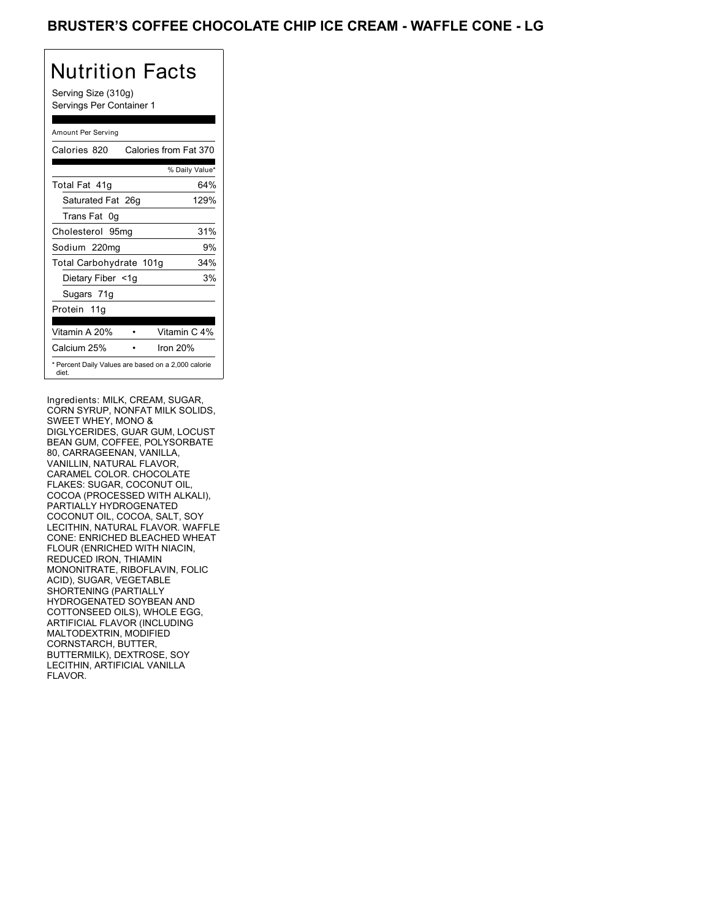# BRUSTER'S COFFEE CHOCOLATE CHIP ICE CREAM - WAFFLE CONE - LG

## Nutrition Facts

Serving Size (310g)
Servings Per Container 1

| Amount Per Serving | |
|---|---|
| Calories 820 | Calories from Fat 370 |
| | % Daily Value* |
| Total Fat 41g | 64% |
| Saturated Fat 26g | 129% |
| Trans Fat 0g | |
| Cholesterol 95mg | 31% |
| Sodium 220mg | 9% |
| Total Carbohydrate 101g | 34% |
| Dietary Fiber <1g | 3% |
| Sugars 71g | |
| Protein 11g | |
| Vitamin A 20% | Vitamin C 4% |
| Calcium 25% | Iron 20% |

* Percent Daily Values are based on a 2,000 calorie diet.

Ingredients: MILK, CREAM, SUGAR, CORN SYRUP, NONFAT MILK SOLIDS, SWEET WHEY, MONO & DIGLYCERIDES, GUAR GUM, LOCUST BEAN GUM, COFFEE, POLYSORBATE 80, CARRAGEENAN, VANILLA, VANILLIN, NATURAL FLAVOR, CARAMEL COLOR. CHOCOLATE FLAKES: SUGAR, COCONUT OIL, COCOA (PROCESSED WITH ALKALI), PARTIALLY HYDROGENATED COCONUT OIL, COCOA, SALT, SOY LECITHIN, NATURAL FLAVOR. WAFFLE CONE: ENRICHED BLEACHED WHEAT FLOUR (ENRICHED WITH NIACIN, REDUCED IRON, THIAMIN MONONITRATE, RIBOFLAVIN, FOLIC ACID), SUGAR, VEGETABLE SHORTENING (PARTIALLY HYDROGENATED SOYBEAN AND COTTONSEED OILS), WHOLE EGG, ARTIFICIAL FLAVOR (INCLUDING MALTODEXTRIN, MODIFIED CORNSTARCH, BUTTER, BUTTERMILK), DEXTROSE, SOY LECITHIN, ARTIFICIAL VANILLA FLAVOR.